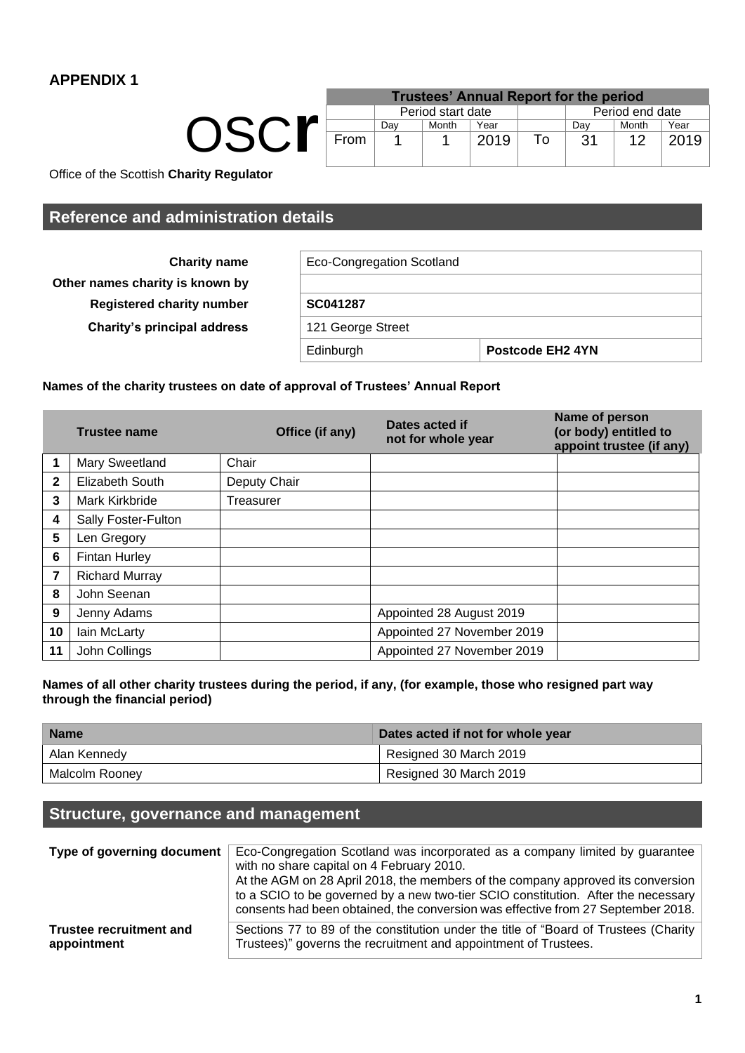## APPENDIX 1

OSCR

Office of the Scottish **Charity Regulator**

| Trustees' Annual Report for the period | | | | | | | |
|---|---|---|---|---|---|---|---|
| | Period start date | | | | Period end date | | |
| | Day | Month | Year | | Day | Month | Year |
| From | 1 | 1 | 2019 | To | 31 | 12 | 2019 |

## Reference and administration details

| | | |
|---|---|---|
| **Charity name** | Eco-Congregation Scotland | |
| **Other names charity is known by** | | |
| **Registered charity number** | **SC041287** | |
| **Charity's principal address** | 121 George Street | |
| | Edinburgh | **Postcode EH2 4YN** |

**Names of the charity trustees on date of approval of Trustees' Annual Report**

| | Trustee name | Office (if any) | Dates acted if not for whole year | Name of person (or body) entitled to appoint trustee (if any) |
|---|---|---|---|---|
| **1** | Mary Sweetland | Chair | | |
| **2** | Elizabeth South | Deputy Chair | | |
| **3** | Mark Kirkbride | Treasurer | | |
| **4** | Sally Foster-Fulton | | | |
| **5** | Len Gregory | | | |
| **6** | Fintan Hurley | | | |
| **7** | Richard Murray | | | |
| **8** | John Seenan | | | |
| **9** | Jenny Adams | | Appointed 28 August 2019 | |
| **10** | Iain McLarty | | Appointed 27 November 2019 | |
| **11** | John Collings | | Appointed 27 November 2019 | |

**Names of all other charity trustees during the period, if any, (for example, those who resigned part way through the financial period)**

| Name | Dates acted if not for whole year |
|---|---|
| Alan Kennedy | Resigned 30 March 2019 |
| Malcolm Rooney | Resigned 30 March 2019 |

## Structure, governance and management

| | |
|---|---|
| **Type of governing document** | Eco-Congregation Scotland was incorporated as a company limited by guarantee with no share capital on 4 February 2010. At the AGM on 28 April 2018, the members of the company approved its conversion to a SCIO to be governed by a new two-tier SCIO constitution. After the necessary consents had been obtained, the conversion was effective from 27 September 2018. |
| **Trustee recruitment and appointment** | Sections 77 to 89 of the constitution under the title of "Board of Trustees (Charity Trustees)" governs the recruitment and appointment of Trustees. |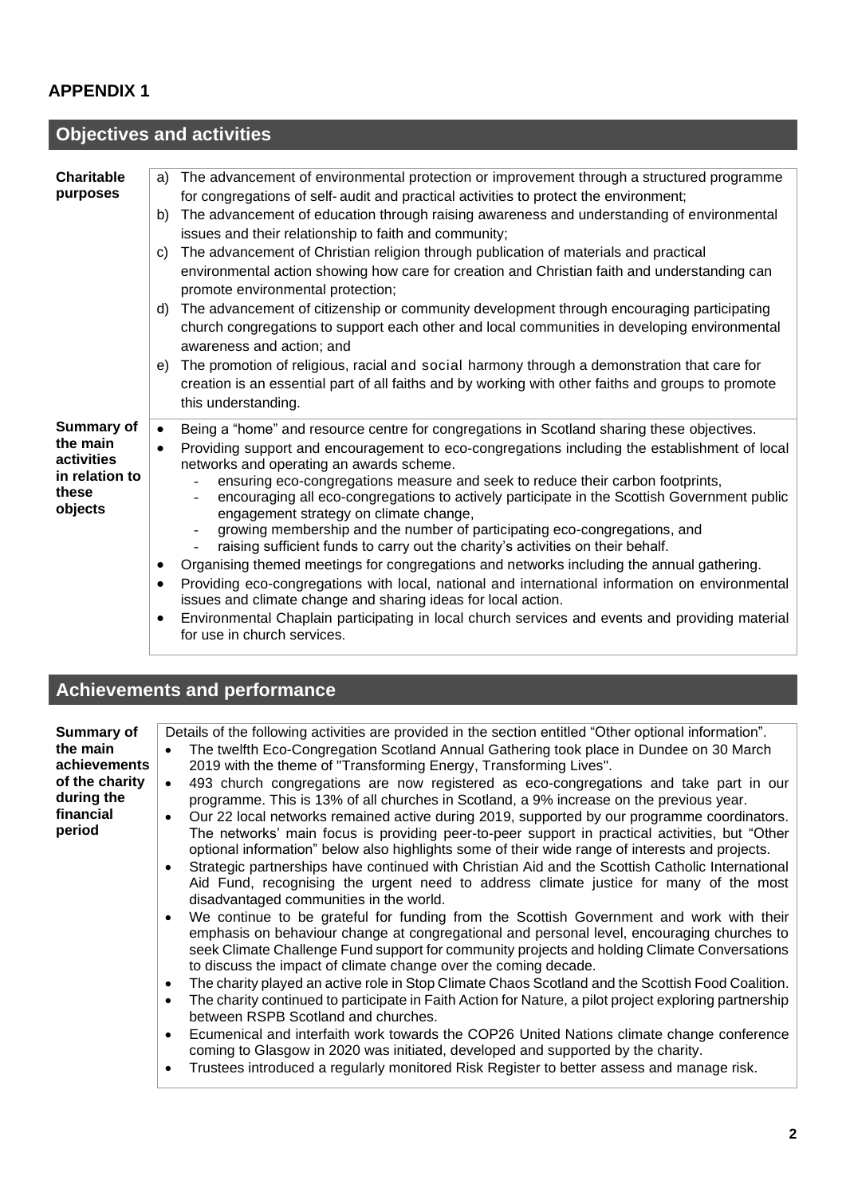## APPENDIX 1

## Objectives and activities

| | |
|---|---|
| **Charitable purposes** | a) The advancement of environmental protection or improvement through a structured programme for congregations of self- audit and practical activities to protect the environment;<br>b) The advancement of education through raising awareness and understanding of environmental issues and their relationship to faith and community;<br>c) The advancement of Christian religion through publication of materials and practical environmental action showing how care for creation and Christian faith and understanding can promote environmental protection;<br>d) The advancement of citizenship or community development through encouraging participating church congregations to support each other and local communities in developing environmental awareness and action; and<br>e) The promotion of religious, racial and social harmony through a demonstration that care for creation is an essential part of all faiths and by working with other faiths and groups to promote this understanding. |
| **Summary of the main activities in relation to these objects** | • Being a "home" and resource centre for congregations in Scotland sharing these objectives.<br>• Providing support and encouragement to eco-congregations including the establishment of local networks and operating an awards scheme.<br>  - ensuring eco-congregations measure and seek to reduce their carbon footprints,<br>  - encouraging all eco-congregations to actively participate in the Scottish Government public engagement strategy on climate change,<br>  - growing membership and the number of participating eco-congregations, and<br>  - raising sufficient funds to carry out the charity's activities on their behalf.<br>• Organising themed meetings for congregations and networks including the annual gathering.<br>• Providing eco-congregations with local, national and international information on environmental issues and climate change and sharing ideas for local action.<br>• Environmental Chaplain participating in local church services and events and providing material for use in church services. |

## Achievements and performance

| | |
|---|---|
| **Summary of the main achievements of the charity during the financial period** | Details of the following activities are provided in the section entitled "Other optional information".<br>• The twelfth Eco-Congregation Scotland Annual Gathering took place in Dundee on 30 March 2019 with the theme of "Transforming Energy, Transforming Lives".<br>• 493 church congregations are now registered as eco-congregations and take part in our programme. This is 13% of all churches in Scotland, a 9% increase on the previous year.<br>• Our 22 local networks remained active during 2019, supported by our programme coordinators. The networks' main focus is providing peer-to-peer support in practical activities, but "Other optional information" below also highlights some of their wide range of interests and projects.<br>• Strategic partnerships have continued with Christian Aid and the Scottish Catholic International Aid Fund, recognising the urgent need to address climate justice for many of the most disadvantaged communities in the world.<br>• We continue to be grateful for funding from the Scottish Government and work with their emphasis on behaviour change at congregational and personal level, encouraging churches to seek Climate Challenge Fund support for community projects and holding Climate Conversations to discuss the impact of climate change over the coming decade.<br>• The charity played an active role in Stop Climate Chaos Scotland and the Scottish Food Coalition.<br>• The charity continued to participate in Faith Action for Nature, a pilot project exploring partnership between RSPB Scotland and churches.<br>• Ecumenical and interfaith work towards the COP26 United Nations climate change conference coming to Glasgow in 2020 was initiated, developed and supported by the charity.<br>• Trustees introduced a regularly monitored Risk Register to better assess and manage risk. |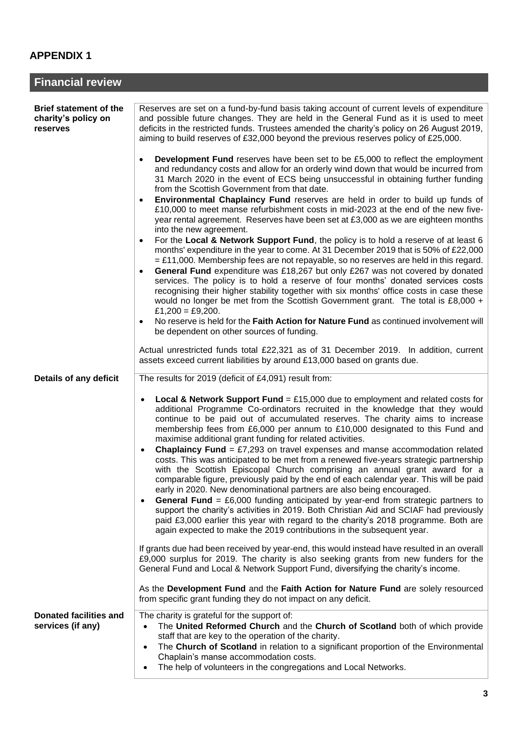## APPENDIX 1

## Financial review

| | |
|---|---|
| **Brief statement of the charity's policy on reserves** | Reserves are set on a fund-by-fund basis taking account of current levels of expenditure and possible future changes. They are held in the General Fund as it is used to meet deficits in the restricted funds. Trustees amended the charity's policy on 26 August 2019, aiming to build reserves of £32,000 beyond the previous reserves policy of £25,000.<br><br>• **Development Fund** reserves have been set to be £5,000 to reflect the employment and redundancy costs and allow for an orderly wind down that would be incurred from 31 March 2020 in the event of ECS being unsuccessful in obtaining further funding from the Scottish Government from that date.<br>• **Environmental Chaplaincy Fund** reserves are held in order to build up funds of £10,000 to meet manse refurbishment costs in mid-2023 at the end of the new five-year rental agreement. Reserves have been set at £3,000 as we are eighteen months into the new agreement.<br>• For the **Local & Network Support Fund**, the policy is to hold a reserve of at least 6 months' expenditure in the year to come. At 31 December 2019 that is 50% of £22,000 = £11,000. Membership fees are not repayable, so no reserves are held in this regard.<br>• **General Fund** expenditure was £18,267 but only £267 was not covered by donated services. The policy is to hold a reserve of four months' donated services costs recognising their higher stability together with six months' office costs in case these would no longer be met from the Scottish Government grant. The total is £8,000 + £1,200 = £9,200.<br>• No reserve is held for the **Faith Action for Nature Fund** as continued involvement will be dependent on other sources of funding.<br><br>Actual unrestricted funds total £22,321 as of 31 December 2019. In addition, current assets exceed current liabilities by around £13,000 based on grants due. |
| **Details of any deficit** | The results for 2019 (deficit of £4,091) result from:<br><br>• **Local & Network Support Fund** = £15,000 due to employment and related costs for additional Programme Co-ordinators recruited in the knowledge that they would continue to be paid out of accumulated reserves. The charity aims to increase membership fees from £6,000 per annum to £10,000 designated to this Fund and maximise additional grant funding for related activities.<br>• **Chaplaincy Fund** = £7,293 on travel expenses and manse accommodation related costs. This was anticipated to be met from a renewed five-years strategic partnership with the Scottish Episcopal Church comprising an annual grant award for a comparable figure, previously paid by the end of each calendar year. This will be paid early in 2020. New denominational partners are also being encouraged.<br>• **General Fund** = £6,000 funding anticipated by year-end from strategic partners to support the charity's activities in 2019. Both Christian Aid and SCIAF had previously paid £3,000 earlier this year with regard to the charity's 2018 programme. Both are again expected to make the 2019 contributions in the subsequent year.<br><br>If grants due had been received by year-end, this would instead have resulted in an overall £9,000 surplus for 2019. The charity is also seeking grants from new funders for the General Fund and Local & Network Support Fund, diversifying the charity's income.<br><br>As the **Development Fund** and the **Faith Action for Nature Fund** are solely resourced from specific grant funding they do not impact on any deficit. |
| **Donated facilities and services (if any)** | The charity is grateful for the support of:<br>• The **United Reformed Church** and the **Church of Scotland** both of which provide staff that are key to the operation of the charity.<br>• The **Church of Scotland** in relation to a significant proportion of the Environmental Chaplain's manse accommodation costs.<br>• The help of volunteers in the congregations and Local Networks. |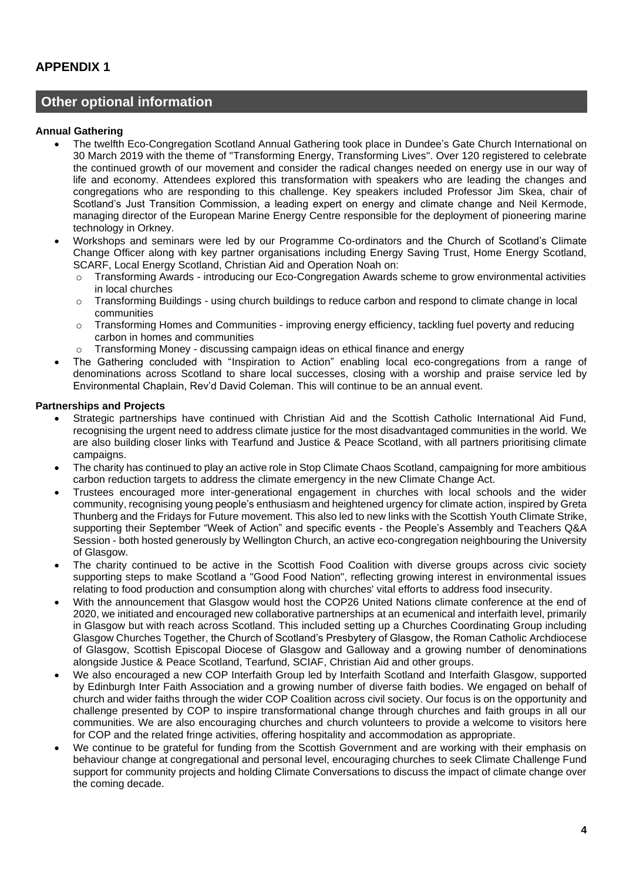# APPENDIX 1

## Other optional information

**Annual Gathering**

- The twelfth Eco-Congregation Scotland Annual Gathering took place in Dundee's Gate Church International on 30 March 2019 with the theme of "Transforming Energy, Transforming Lives". Over 120 registered to celebrate the continued growth of our movement and consider the radical changes needed on energy use in our way of life and economy. Attendees explored this transformation with speakers who are leading the changes and congregations who are responding to this challenge. Key speakers included Professor Jim Skea, chair of Scotland's Just Transition Commission, a leading expert on energy and climate change and Neil Kermode, managing director of the European Marine Energy Centre responsible for the deployment of pioneering marine technology in Orkney.
- Workshops and seminars were led by our Programme Co-ordinators and the Church of Scotland's Climate Change Officer along with key partner organisations including Energy Saving Trust, Home Energy Scotland, SCARF, Local Energy Scotland, Christian Aid and Operation Noah on:
  - Transforming Awards - introducing our Eco-Congregation Awards scheme to grow environmental activities in local churches
  - Transforming Buildings - using church buildings to reduce carbon and respond to climate change in local communities
  - Transforming Homes and Communities - improving energy efficiency, tackling fuel poverty and reducing carbon in homes and communities
  - Transforming Money - discussing campaign ideas on ethical finance and energy
- The Gathering concluded with "Inspiration to Action" enabling local eco-congregations from a range of denominations across Scotland to share local successes, closing with a worship and praise service led by Environmental Chaplain, Rev'd David Coleman. This will continue to be an annual event.

**Partnerships and Projects**

- Strategic partnerships have continued with Christian Aid and the Scottish Catholic International Aid Fund, recognising the urgent need to address climate justice for the most disadvantaged communities in the world. We are also building closer links with Tearfund and Justice & Peace Scotland, with all partners prioritising climate campaigns.
- The charity has continued to play an active role in Stop Climate Chaos Scotland, campaigning for more ambitious carbon reduction targets to address the climate emergency in the new Climate Change Act.
- Trustees encouraged more inter-generational engagement in churches with local schools and the wider community, recognising young people's enthusiasm and heightened urgency for climate action, inspired by Greta Thunberg and the Fridays for Future movement. This also led to new links with the Scottish Youth Climate Strike, supporting their September "Week of Action" and specific events - the People's Assembly and Teachers Q&A Session - both hosted generously by Wellington Church, an active eco-congregation neighbouring the University of Glasgow.
- The charity continued to be active in the Scottish Food Coalition with diverse groups across civic society supporting steps to make Scotland a "Good Food Nation", reflecting growing interest in environmental issues relating to food production and consumption along with churches' vital efforts to address food insecurity.
- With the announcement that Glasgow would host the COP26 United Nations climate conference at the end of 2020, we initiated and encouraged new collaborative partnerships at an ecumenical and interfaith level, primarily in Glasgow but with reach across Scotland. This included setting up a Churches Coordinating Group including Glasgow Churches Together, the Church of Scotland's Presbytery of Glasgow, the Roman Catholic Archdiocese of Glasgow, Scottish Episcopal Diocese of Glasgow and Galloway and a growing number of denominations alongside Justice & Peace Scotland, Tearfund, SCIAF, Christian Aid and other groups.
- We also encouraged a new COP Interfaith Group led by Interfaith Scotland and Interfaith Glasgow, supported by Edinburgh Inter Faith Association and a growing number of diverse faith bodies. We engaged on behalf of church and wider faiths through the wider COP Coalition across civil society. Our focus is on the opportunity and challenge presented by COP to inspire transformational change through churches and faith groups in all our communities. We are also encouraging churches and church volunteers to provide a welcome to visitors here for COP and the related fringe activities, offering hospitality and accommodation as appropriate.
- We continue to be grateful for funding from the Scottish Government and are working with their emphasis on behaviour change at congregational and personal level, encouraging churches to seek Climate Challenge Fund support for community projects and holding Climate Conversations to discuss the impact of climate change over the coming decade.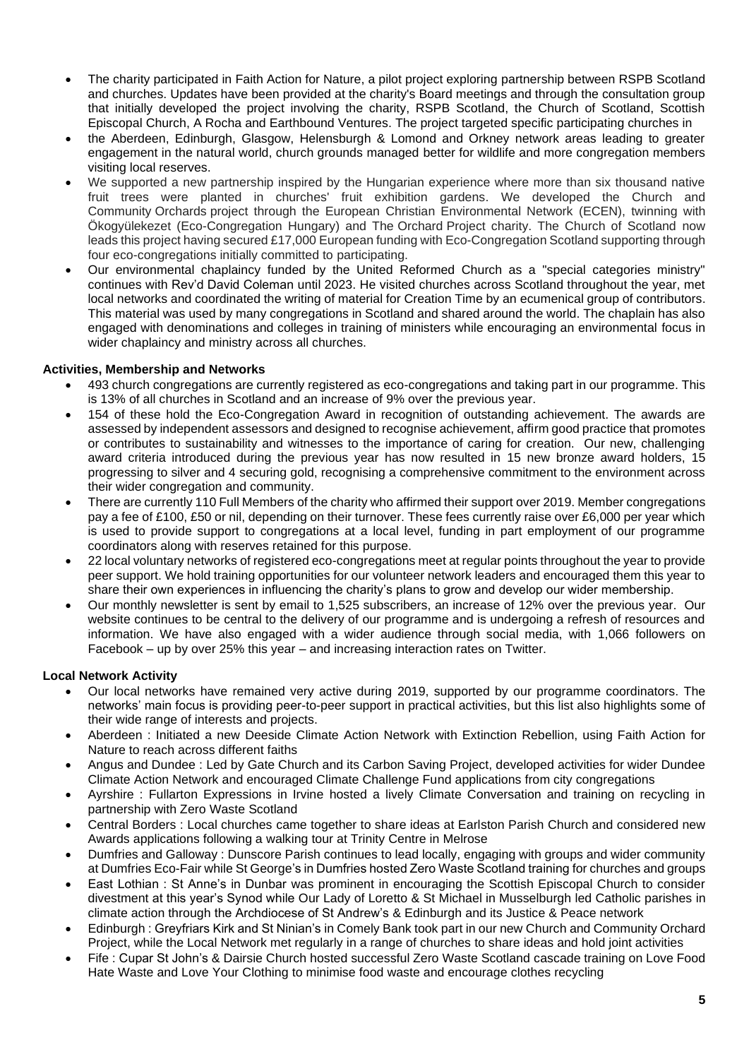- The charity participated in Faith Action for Nature, a pilot project exploring partnership between RSPB Scotland and churches. Updates have been provided at the charity's Board meetings and through the consultation group that initially developed the project involving the charity, RSPB Scotland, the Church of Scotland, Scottish Episcopal Church, A Rocha and Earthbound Ventures. The project targeted specific participating churches in
- the Aberdeen, Edinburgh, Glasgow, Helensburgh & Lomond and Orkney network areas leading to greater engagement in the natural world, church grounds managed better for wildlife and more congregation members visiting local reserves.
- We supported a new partnership inspired by the Hungarian experience where more than six thousand native fruit trees were planted in churches' fruit exhibition gardens. We developed the Church and Community Orchards project through the European Christian Environmental Network (ECEN), twinning with Ökogyülekezet (Eco-Congregation Hungary) and The Orchard Project charity. The Church of Scotland now leads this project having secured £17,000 European funding with Eco-Congregation Scotland supporting through four eco-congregations initially committed to participating.
- Our environmental chaplaincy funded by the United Reformed Church as a "special categories ministry" continues with Rev'd David Coleman until 2023. He visited churches across Scotland throughout the year, met local networks and coordinated the writing of material for Creation Time by an ecumenical group of contributors. This material was used by many congregations in Scotland and shared around the world. The chaplain has also engaged with denominations and colleges in training of ministers while encouraging an environmental focus in wider chaplaincy and ministry across all churches.

**Activities, Membership and Networks**

- 493 church congregations are currently registered as eco-congregations and taking part in our programme. This is 13% of all churches in Scotland and an increase of 9% over the previous year.
- 154 of these hold the Eco-Congregation Award in recognition of outstanding achievement. The awards are assessed by independent assessors and designed to recognise achievement, affirm good practice that promotes or contributes to sustainability and witnesses to the importance of caring for creation. Our new, challenging award criteria introduced during the previous year has now resulted in 15 new bronze award holders, 15 progressing to silver and 4 securing gold, recognising a comprehensive commitment to the environment across their wider congregation and community.
- There are currently 110 Full Members of the charity who affirmed their support over 2019. Member congregations pay a fee of £100, £50 or nil, depending on their turnover. These fees currently raise over £6,000 per year which is used to provide support to congregations at a local level, funding in part employment of our programme coordinators along with reserves retained for this purpose.
- 22 local voluntary networks of registered eco-congregations meet at regular points throughout the year to provide peer support. We hold training opportunities for our volunteer network leaders and encouraged them this year to share their own experiences in influencing the charity's plans to grow and develop our wider membership.
- Our monthly newsletter is sent by email to 1,525 subscribers, an increase of 12% over the previous year. Our website continues to be central to the delivery of our programme and is undergoing a refresh of resources and information. We have also engaged with a wider audience through social media, with 1,066 followers on Facebook – up by over 25% this year – and increasing interaction rates on Twitter.

**Local Network Activity**

- Our local networks have remained very active during 2019, supported by our programme coordinators. The networks' main focus is providing peer-to-peer support in practical activities, but this list also highlights some of their wide range of interests and projects.
- Aberdeen : Initiated a new Deeside Climate Action Network with Extinction Rebellion, using Faith Action for Nature to reach across different faiths
- Angus and Dundee : Led by Gate Church and its Carbon Saving Project, developed activities for wider Dundee Climate Action Network and encouraged Climate Challenge Fund applications from city congregations
- Ayrshire : Fullarton Expressions in Irvine hosted a lively Climate Conversation and training on recycling in partnership with Zero Waste Scotland
- Central Borders : Local churches came together to share ideas at Earlston Parish Church and considered new Awards applications following a walking tour at Trinity Centre in Melrose
- Dumfries and Galloway : Dunscore Parish continues to lead locally, engaging with groups and wider community at Dumfries Eco-Fair while St George's in Dumfries hosted Zero Waste Scotland training for churches and groups
- East Lothian : St Anne's in Dunbar was prominent in encouraging the Scottish Episcopal Church to consider divestment at this year's Synod while Our Lady of Loretto & St Michael in Musselburgh led Catholic parishes in climate action through the Archdiocese of St Andrew's & Edinburgh and its Justice & Peace network
- Edinburgh : Greyfriars Kirk and St Ninian's in Comely Bank took part in our new Church and Community Orchard Project, while the Local Network met regularly in a range of churches to share ideas and hold joint activities
- Fife : Cupar St John's & Dairsie Church hosted successful Zero Waste Scotland cascade training on Love Food Hate Waste and Love Your Clothing to minimise food waste and encourage clothes recycling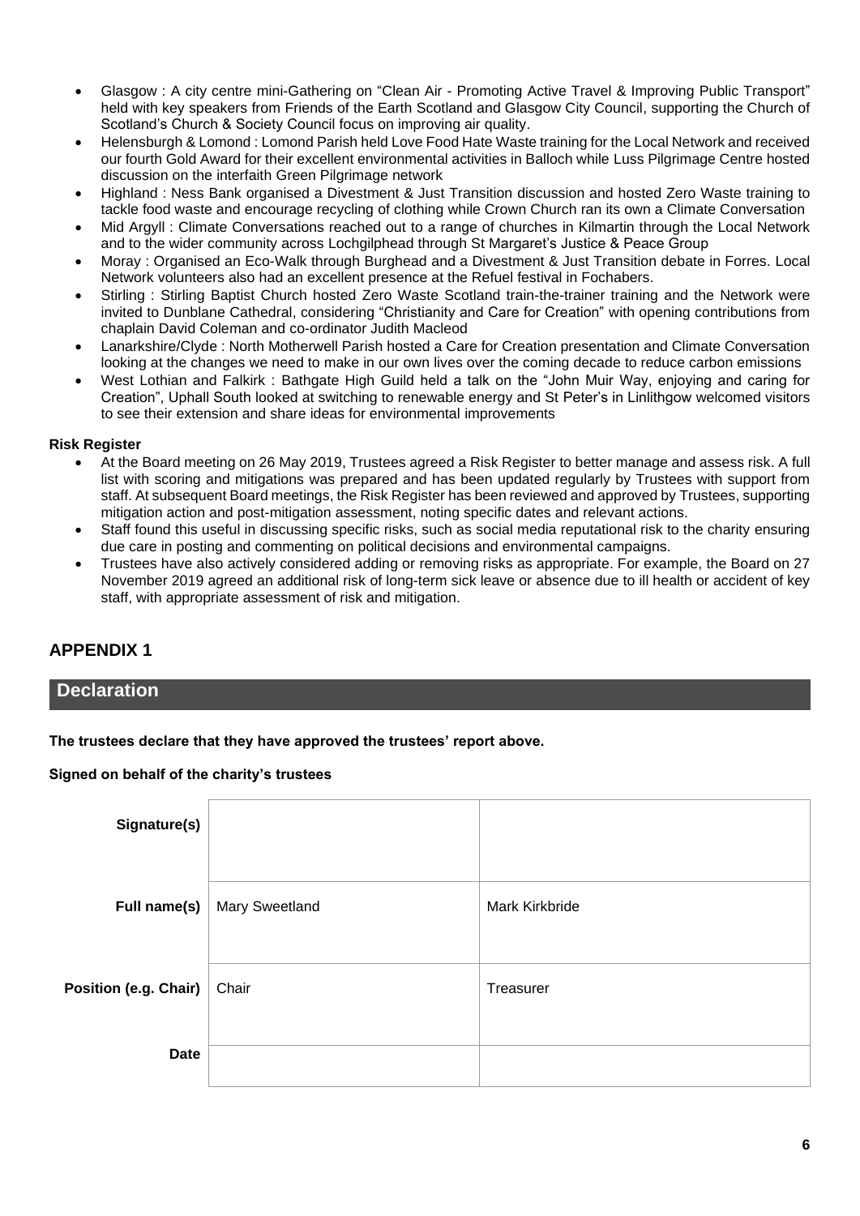- Glasgow : A city centre mini-Gathering on "Clean Air - Promoting Active Travel & Improving Public Transport" held with key speakers from Friends of the Earth Scotland and Glasgow City Council, supporting the Church of Scotland's Church & Society Council focus on improving air quality.
- Helensburgh & Lomond : Lomond Parish held Love Food Hate Waste training for the Local Network and received our fourth Gold Award for their excellent environmental activities in Balloch while Luss Pilgrimage Centre hosted discussion on the interfaith Green Pilgrimage network
- Highland : Ness Bank organised a Divestment & Just Transition discussion and hosted Zero Waste training to tackle food waste and encourage recycling of clothing while Crown Church ran its own a Climate Conversation
- Mid Argyll : Climate Conversations reached out to a range of churches in Kilmartin through the Local Network and to the wider community across Lochgilphead through St Margaret's Justice & Peace Group
- Moray : Organised an Eco-Walk through Burghead and a Divestment & Just Transition debate in Forres. Local Network volunteers also had an excellent presence at the Refuel festival in Fochabers.
- Stirling : Stirling Baptist Church hosted Zero Waste Scotland train-the-trainer training and the Network were invited to Dunblane Cathedral, considering "Christianity and Care for Creation" with opening contributions from chaplain David Coleman and co-ordinator Judith Macleod
- Lanarkshire/Clyde : North Motherwell Parish hosted a Care for Creation presentation and Climate Conversation looking at the changes we need to make in our own lives over the coming decade to reduce carbon emissions
- West Lothian and Falkirk : Bathgate High Guild held a talk on the "John Muir Way, enjoying and caring for Creation", Uphall South looked at switching to renewable energy and St Peter's in Linlithgow welcomed visitors to see their extension and share ideas for environmental improvements

**Risk Register**

- At the Board meeting on 26 May 2019, Trustees agreed a Risk Register to better manage and assess risk. A full list with scoring and mitigations was prepared and has been updated regularly by Trustees with support from staff. At subsequent Board meetings, the Risk Register has been reviewed and approved by Trustees, supporting mitigation action and post-mitigation assessment, noting specific dates and relevant actions.
- Staff found this useful in discussing specific risks, such as social media reputational risk to the charity ensuring due care in posting and commenting on political decisions and environmental campaigns.
- Trustees have also actively considered adding or removing risks as appropriate. For example, the Board on 27 November 2019 agreed an additional risk of long-term sick leave or absence due to ill health or accident of key staff, with appropriate assessment of risk and mitigation.

## APPENDIX 1

## Declaration

**The trustees declare that they have approved the trustees' report above.**

**Signed on behalf of the charity's trustees**

| | | |
|---|---|---|
| **Signature(s)** | | |
| **Full name(s)** | Mary Sweetland | Mark Kirkbride |
| **Position (e.g. Chair)** | Chair | Treasurer |
| **Date** | | |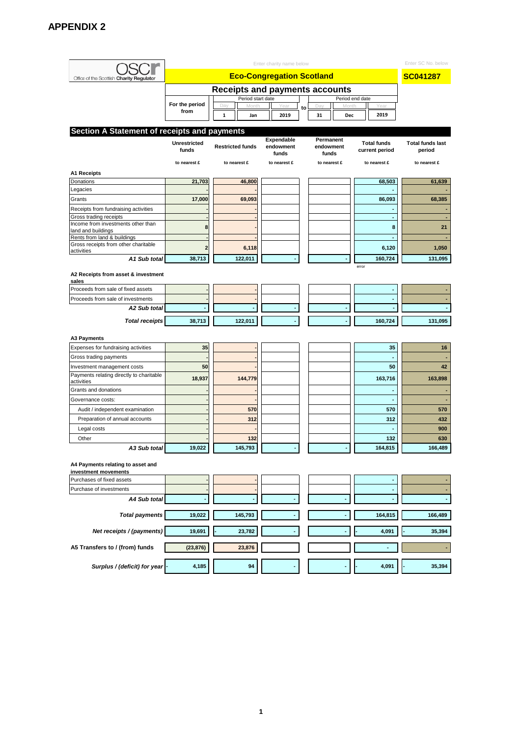# APPENDIX 2

OSCR Office of the Scottish Charity Regulator

Enter charity name below: **Eco-Congregation Scotland**

Enter SC No. below: **SC041287**

## Receipts and payments accounts

| For the period from | Period start date | | | to | Period end date | | |
|---|---|---|---|---|---|---|---|
| | Day | Month | Year | | Day | Month | Year |
| | 1 | Jan | 2019 | | 31 | Dec | 2019 |

## Section A Statement of receipts and payments

| | Unrestricted funds | Restricted funds | Expendable endowment funds | Permanent endowment funds | Total funds current period | Total funds last period |
|---|---|---|---|---|---|---|
| | to nearest £ | to nearest £ | to nearest £ | to nearest £ | to nearest £ | to nearest £ |
| **A1 Receipts** | | | | | | |
| Donations | 21,703 | 46,800 | | | 68,503 | 61,639 |
| Legacies | - | - | | | - | - |
| Grants | 17,000 | 69,093 | | | 86,093 | 68,385 |
| Receipts from fundraising activities | - | - | | | - | - |
| Gross trading receipts | - | - | | | - | - |
| Income from investments other than land and buildings | 8 | - | | | 8 | 21 |
| Rents from land & buildings | - | - | | | - | - |
| Gross receipts from other charitable activities | 2 | 6,118 | | | 6,120 | 1,050 |
| ***A1 Sub total*** | 38,713 | 122,011 | - | - | 160,724 | 131,095 |
| | | | | | error | |
| **A2 Receipts from asset & investment sales** | | | | | | |
| Proceeds from sale of fixed assets | - | - | | | - | - |
| Proceeds from sale of investments | - | - | | | - | - |
| ***A2 Sub total*** | - | - | - | - | - | - |
| ***Total receipts*** | 38,713 | 122,011 | - | - | 160,724 | 131,095 |
| **A3 Payments** | | | | | | |
| Expenses for fundraising activities | 35 | - | | | 35 | 16 |
| Gross trading payments | - | - | | | - | - |
| Investment management costs | 50 | - | | | 50 | 42 |
| Payments relating directly to charitable activities | 18,937 | 144,779 | | | 163,716 | 163,898 |
| Grants and donations | - | - | | | - | - |
| Governance costs: | - | - | | | - | - |
| Audit / independent examination | - | 570 | | | 570 | 570 |
| Preparation of annual accounts | - | 312 | | | 312 | 432 |
| Legal costs | - | - | | | - | 900 |
| Other | - | 132 | | | 132 | 630 |
| ***A3 Sub total*** | 19,022 | 145,793 | - | - | 164,815 | 166,489 |
| **A4 Payments relating to asset and investment movements** | | | | | | |
| Purchases of fixed assets | - | - | | | - | - |
| Purchase of investments | - | - | | | - | - |
| ***A4 Sub total*** | - | - | - | - | - | - |
| ***Total payments*** | 19,022 | 145,793 | - | - | 164,815 | 166,489 |
| ***Net receipts / (payments)*** | 19,691 | - 23,782 | - | - | - 4,091 | - 35,394 |
| **A5 Transfers to / (from) funds** | (23,876) | 23,876 | | | - | - |
| ***Surplus / (deficit) for year*** | - 4,185 | 94 | - | - | - 4,091 | - 35,394 |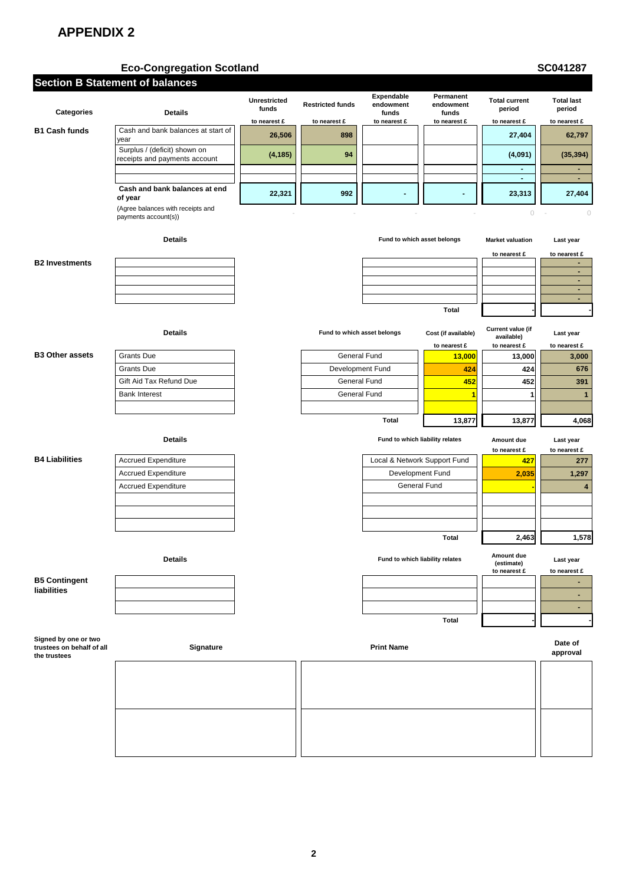# APPENDIX 2

**Eco-Congregation Scotland** **SC041287**

## Section B Statement of balances

| Categories | Details | Unrestricted funds | Restricted funds | Expendable endowment funds | Permanent endowment funds | Total current period | Total last period |
|---|---|---|---|---|---|---|---|
| | | to nearest £ | to nearest £ | to nearest £ | to nearest £ | to nearest £ | to nearest £ |
| **B1 Cash funds** | Cash and bank balances at start of year | 26,506 | 898 | | | 27,404 | 62,797 |
| | Surplus / (deficit) shown on receipts and payments account | (4,185) | 94 | | | (4,091) | (35,394) |
| | | | | | | - | - |
| | | | | | | - | - |
| | **Cash and bank balances at end of year** | 22,321 | 992 | - | - | 23,313 | 27,404 |
| | (Agree balances with receipts and payments account(s)) | - | - | - | - | 0 | - 0 |

| Categories | Details | Fund to which asset belongs | Market valuation | Last year |
|---|---|---|---|---|
| | | | to nearest £ | to nearest £ |
| **B2 Investments** | | | | - |
| | | | | - |
| | | | | - |
| | | | | - |
| | | | | - |
| | | **Total** | - | - |

| Categories | Details | Fund to which asset belongs | Cost (if available) | Current value (if available) | Last year |
|---|---|---|---|---|---|
| | | | to nearest £ | to nearest £ | to nearest £ |
| **B3 Other assets** | Grants Due | General Fund | 13,000 | 13,000 | 3,000 |
| | Grants Due | Development Fund | 424 | 424 | 676 |
| | Gift Aid Tax Refund Due | General Fund | 452 | 452 | 391 |
| | Bank Interest | General Fund | 1 | 1 | 1 |
| | | | | | |
| | | **Total** | 13,877 | 13,877 | 4,068 |

| Categories | Details | Fund to which liability relates | Amount due | Last year |
|---|---|---|---|---|
| | | | to nearest £ | to nearest £ |
| **B4 Liabilities** | Accrued Expenditure | Local & Network Support Fund | 427 | 277 |
| | Accrued Expenditure | Development Fund | 2,035 | 1,297 |
| | Accrued Expenditure | General Fund | - | 4 |
| | | | | |
| | | | | |
| | | | | |
| | | **Total** | 2,463 | 1,578 |

| Categories | Details | Fund to which liability relates | Amount due (estimate) | Last year |
|---|---|---|---|---|
| | | | to nearest £ | to nearest £ |
| **B5 Contingent liabilities** | | | | - |
| | | | | - |
| | | | | - |
| | | **Total** | - | - |

| Signed by one or two trustees on behalf of all the trustees | Signature | Print Name | Date of approval |
|---|---|---|---|
| | | | |
| | | | |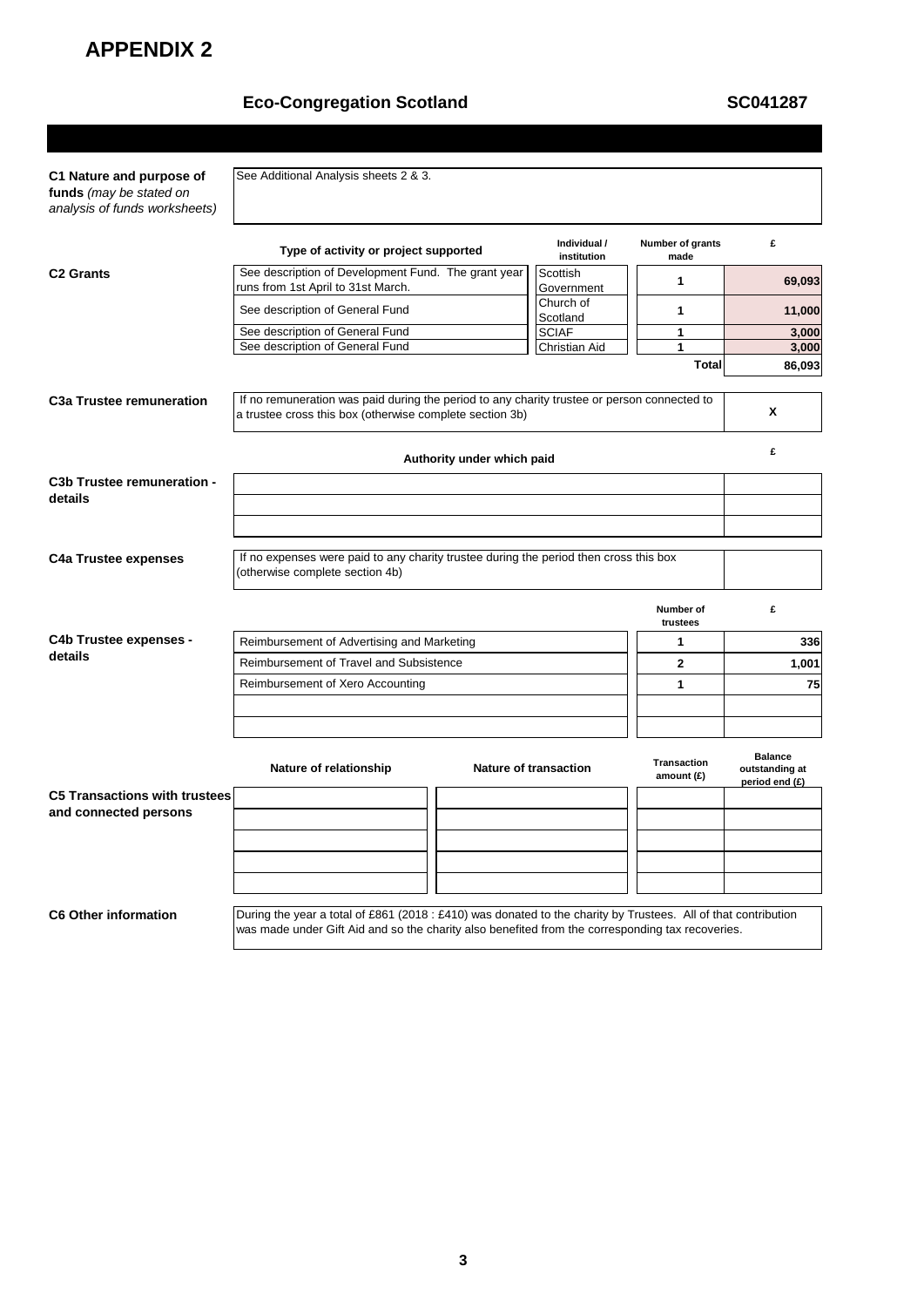# APPENDIX 2

**Eco-Congregation Scotland** **SC041287**

**C1 Nature and purpose of funds** *(may be stated on analysis of funds worksheets)*

See Additional Analysis sheets 2 & 3.

**C2 Grants**

| Type of activity or project supported | Individual / institution | Number of grants made | £ |
|---|---|---|---|
| See description of Development Fund. The grant year runs from 1st April to 31st March. | Scottish Government | 1 | 69,093 |
| See description of General Fund | Church of Scotland | 1 | 11,000 |
| See description of General Fund | SCIAF | 1 | 3,000 |
| See description of General Fund | Christian Aid | 1 | 3,000 |
| | | **Total** | **86,093** |

**C3a Trustee remuneration**

If no remuneration was paid during the period to any charity trustee or person connected to a trustee cross this box (otherwise complete section 3b): **X**

**C3b Trustee remuneration - details**

| Authority under which paid | £ |
|---|---|
| | |
| | |
| | |

**C4a Trustee expenses**

If no expenses were paid to any charity trustee during the period then cross this box (otherwise complete section 4b):

**C4b Trustee expenses - details**

| | Number of trustees | £ |
|---|---|---|
| Reimbursement of Advertising and Marketing | 1 | 336 |
| Reimbursement of Travel and Subsistence | 2 | 1,001 |
| Reimbursement of Xero Accounting | 1 | 75 |
| | | |
| | | |

**C5 Transactions with trustees and connected persons**

| Nature of relationship | Nature of transaction | Transaction amount (£) | Balance outstanding at period end (£) |
|---|---|---|---|
| | | | |
| | | | |
| | | | |
| | | | |
| | | | |

**C6 Other information**

During the year a total of £861 (2018 : £410) was donated to the charity by Trustees. All of that contribution was made under Gift Aid and so the charity also benefited from the corresponding tax recoveries.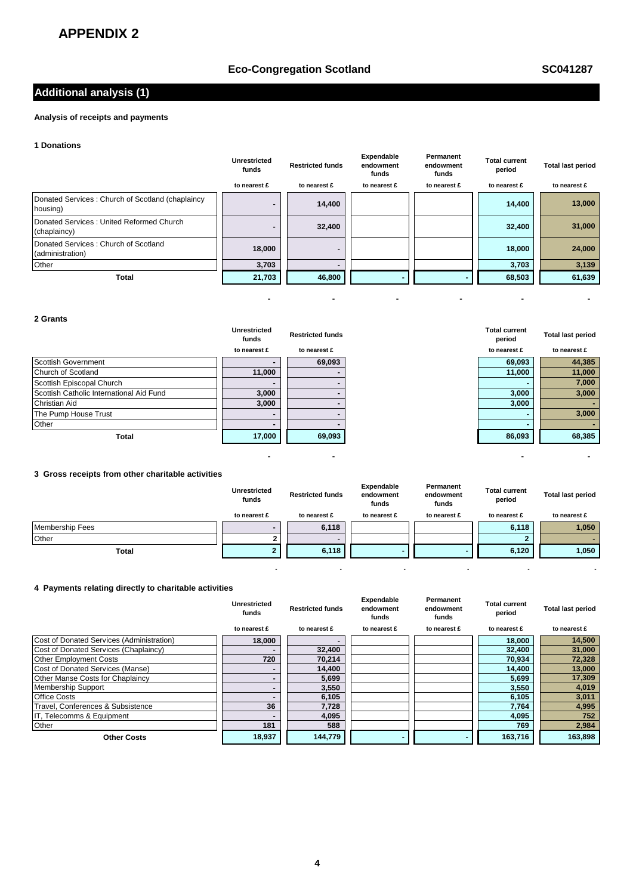# APPENDIX 2

**Eco-Congregation Scotland** **SC041287**

## Additional analysis (1)

**Analysis of receipts and payments**

**1 Donations**

| | Unrestricted funds | Restricted funds | Expendable endowment funds | Permanent endowment funds | Total current period | Total last period |
|---|---|---|---|---|---|---|
| | to nearest £ | to nearest £ | to nearest £ | to nearest £ | to nearest £ | to nearest £ |
| Donated Services : Church of Scotland (chaplaincy housing) | - | 14,400 | | | 14,400 | 13,000 |
| Donated Services : United Reformed Church (chaplaincy) | - | 32,400 | | | 32,400 | 31,000 |
| Donated Services : Church of Scotland (administration) | 18,000 | - | | | 18,000 | 24,000 |
| Other | 3,703 | - | | | 3,703 | 3,139 |
| **Total** | **21,703** | **46,800** | **-** | **-** | **68,503** | **61,639** |
| | - | - | - | - | - | - |

**2 Grants**

| | Unrestricted funds | Restricted funds | Total current period | Total last period |
|---|---|---|---|---|
| | to nearest £ | to nearest £ | to nearest £ | to nearest £ |
| Scottish Government | - | 69,093 | 69,093 | 44,385 |
| Church of Scotland | 11,000 | - | 11,000 | 11,000 |
| Scottish Episcopal Church | - | - | - | 7,000 |
| Scottish Catholic International Aid Fund | 3,000 | - | 3,000 | 3,000 |
| Christian Aid | 3,000 | - | 3,000 | - |
| The Pump House Trust | - | - | - | 3,000 |
| Other | - | - | - | - |
| **Total** | **17,000** | **69,093** | **86,093** | **68,385** |
| | - | - | - | - |

**3 Gross receipts from other charitable activities**

| | Unrestricted funds | Restricted funds | Expendable endowment funds | Permanent endowment funds | Total current period | Total last period |
|---|---|---|---|---|---|---|
| | to nearest £ | to nearest £ | to nearest £ | to nearest £ | to nearest £ | to nearest £ |
| Membership Fees | - | 6,118 | | | 6,118 | 1,050 |
| Other | 2 | - | | | 2 | - |
| **Total** | **2** | **6,118** | **-** | **-** | **6,120** | **1,050** |
| | - | - | - | - | - | - |

**4 Payments relating directly to charitable activities**

| | Unrestricted funds | Restricted funds | Expendable endowment funds | Permanent endowment funds | Total current period | Total last period |
|---|---|---|---|---|---|---|
| | to nearest £ | to nearest £ | to nearest £ | to nearest £ | to nearest £ | to nearest £ |
| Cost of Donated Services (Administration) | 18,000 | - | | | 18,000 | 14,500 |
| Cost of Donated Services (Chaplaincy) | - | 32,400 | | | 32,400 | 31,000 |
| Other Employment Costs | 720 | 70,214 | | | 70,934 | 72,328 |
| Cost of Donated Services (Manse) | - | 14,400 | | | 14,400 | 13,000 |
| Other Manse Costs for Chaplaincy | - | 5,699 | | | 5,699 | 17,309 |
| Membership Support | - | 3,550 | | | 3,550 | 4,019 |
| Office Costs | - | 6,105 | | | 6,105 | 3,011 |
| Travel, Conferences & Subsistence | 36 | 7,728 | | | 7,764 | 4,995 |
| IT, Telecomms & Equipment | - | 4,095 | | | 4,095 | 752 |
| Other | 181 | 588 | | | 769 | 2,984 |
| **Other Costs** | **18,937** | **144,779** | **-** | **-** | **163,716** | **163,898** |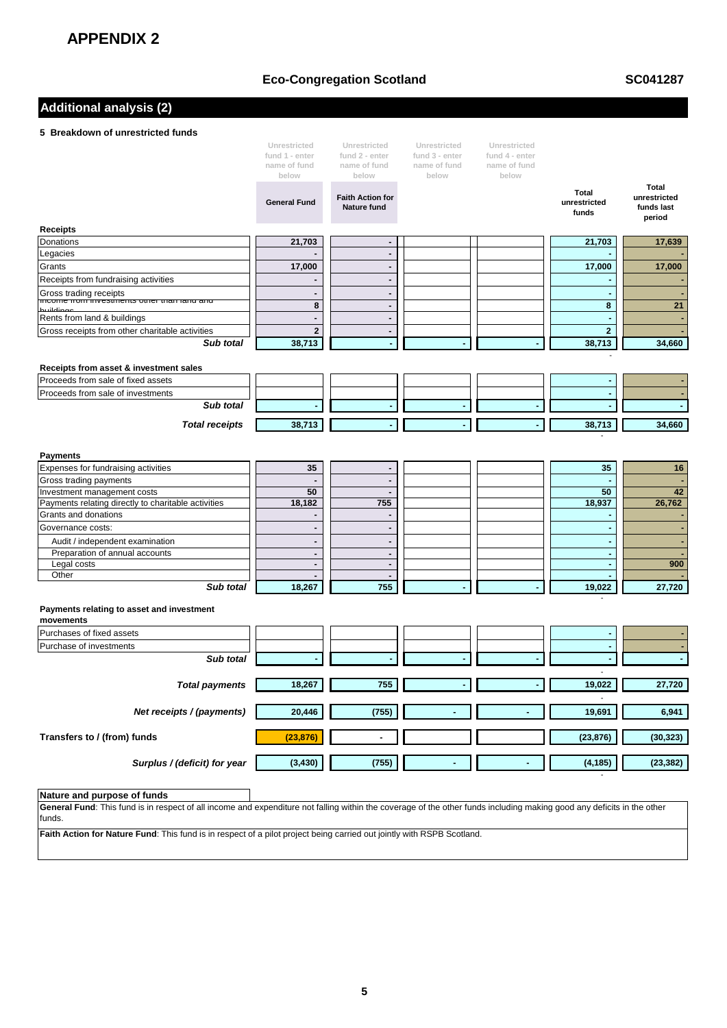# APPENDIX 2

**Eco-Congregation Scotland** **SC041287**

## Additional analysis (2)

### 5 Breakdown of unrestricted funds

| | Unrestricted fund 1 - enter name of fund below | Unrestricted fund 2 - enter name of fund below | Unrestricted fund 3 - enter name of fund below | Unrestricted fund 4 - enter name of fund below | | |
|---|---|---|---|---|---|---|
| | **General Fund** | **Faith Action for Nature fund** | | | **Total unrestricted funds** | **Total unrestricted funds last period** |
| **Receipts** | | | | | | |
| Donations | 21,703 | - | | | 21,703 | 17,639 |
| Legacies | - | - | | | - | - |
| Grants | 17,000 | - | | | 17,000 | 17,000 |
| Receipts from fundraising activities | - | - | | | - | - |
| Gross trading receipts | - | - | | | - | - |
| Income from investments other than land and buildings | 8 | - | | | 8 | 21 |
| Rents from land & buildings | - | - | | | - | - |
| Gross receipts from other charitable activities | 2 | - | | | 2 | - |
| ***Sub total*** | 38,713 | - | - | - | 38,713 | 34,660 |
| **Receipts from asset & investment sales** | | | | | | |
| Proceeds from sale of fixed assets | | | | | - | - |
| Proceeds from sale of investments | | | | | - | - |
| ***Sub total*** | - | - | - | - | - | - |
| ***Total receipts*** | 38,713 | - | - | - | 38,713 | 34,660 |
| **Payments** | | | | | | |
| Expenses for fundraising activities | 35 | - | | | 35 | 16 |
| Gross trading payments | - | - | | | - | - |
| Investment management costs | 50 | - | | | 50 | 42 |
| Payments relating directly to charitable activities | 18,182 | 755 | | | 18,937 | 26,762 |
| Grants and donations | - | - | | | - | - |
| Governance costs: | - | - | | | - | - |
| Audit / independent examination | - | - | | | - | - |
| Preparation of annual accounts | - | - | | | - | - |
| Legal costs | - | - | | | - | 900 |
| Other | - | - | | | - | - |
| ***Sub total*** | 18,267 | 755 | - | - | 19,022 | 27,720 |
| **Payments relating to asset and investment movements** | | | | | | |
| Purchases of fixed assets | | | | | - | - |
| Purchase of investments | | | | | - | - |
| ***Sub total*** | - | - | - | - | - | - |
| ***Total payments*** | 18,267 | 755 | - | - | 19,022 | 27,720 |
| ***Net receipts / (payments)*** | 20,446 | (755) | - | - | 19,691 | 6,941 |
| **Transfers to / (from) funds** | (23,876) | - | | | (23,876) | (30,323) |
| ***Surplus / (deficit) for year*** | (3,430) | (755) | - | - | (4,185) | (23,382) |

**Nature and purpose of funds**

**General Fund**: This fund is in respect of all income and expenditure not falling within the coverage of the other funds including making good any deficits in the other funds.

**Faith Action for Nature Fund**: This fund is in respect of a pilot project being carried out jointly with RSPB Scotland.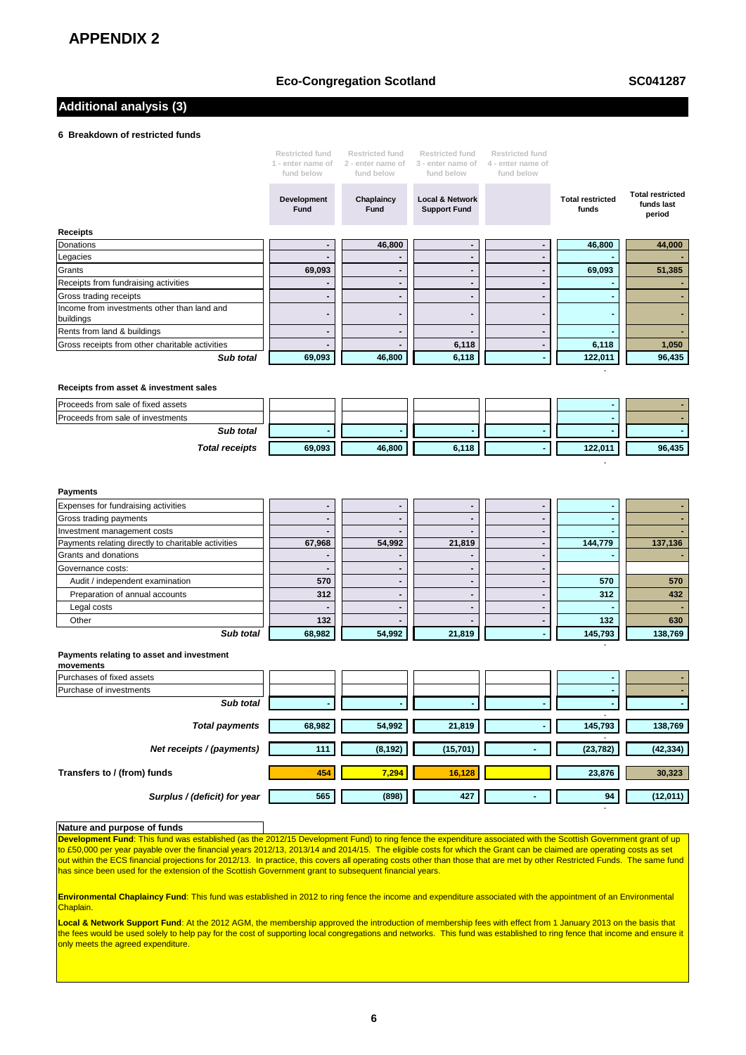# APPENDIX 2

**Eco-Congregation Scotland** **SC041287**

## Additional analysis (3)

### 6 Breakdown of restricted funds

| | Restricted fund 1 - enter name of fund below | Restricted fund 2 - enter name of fund below | Restricted fund 3 - enter name of fund below | Restricted fund 4 - enter name of fund below | | |
|---|---|---|---|---|---|---|
| | **Development Fund** | **Chaplaincy Fund** | **Local & Network Support Fund** | | **Total restricted funds** | **Total restricted funds last period** |
| **Receipts** | | | | | | |
| Donations | - | 46,800 | - | - | 46,800 | 44,000 |
| Legacies | - | - | - | - | - | - |
| Grants | 69,093 | - | - | - | 69,093 | 51,385 |
| Receipts from fundraising activities | - | - | - | - | - | - |
| Gross trading receipts | - | - | - | - | - | - |
| Income from investments other than land and buildings | - | - | - | - | - | - |
| Rents from land & buildings | - | - | - | - | - | - |
| Gross receipts from other charitable activities | - | - | 6,118 | - | 6,118 | 1,050 |
| ***Sub total*** | 69,093 | 46,800 | 6,118 | - | 122,011 | 96,435 |
| **Receipts from asset & investment sales** | | | | | | |
| Proceeds from sale of fixed assets | | | | | - | - |
| Proceeds from sale of investments | | | | | - | - |
| ***Sub total*** | - | - | - | - | - | - |
| ***Total receipts*** | 69,093 | 46,800 | 6,118 | - | 122,011 | 96,435 |
| **Payments** | | | | | | |
| Expenses for fundraising activities | - | - | - | - | - | - |
| Gross trading payments | - | - | - | - | - | - |
| Investment management costs | - | - | - | - | - | - |
| Payments relating directly to charitable activities | 67,968 | 54,992 | 21,819 | - | 144,779 | 137,136 |
| Grants and donations | - | - | - | - | - | - |
| Governance costs: | - | - | - | - | | |
| Audit / independent examination | 570 | - | - | - | 570 | 570 |
| Preparation of annual accounts | 312 | - | - | - | 312 | 432 |
| Legal costs | - | - | - | - | - | - |
| Other | 132 | - | - | - | 132 | 630 |
| ***Sub total*** | 68,982 | 54,992 | 21,819 | - | 145,793 | 138,769 |
| **Payments relating to asset and investment movements** | | | | | | |
| Purchases of fixed assets | | | | | - | - |
| Purchase of investments | | | | | - | - |
| ***Sub total*** | - | - | - | - | - | - |
| ***Total payments*** | 68,982 | 54,992 | 21,819 | - | 145,793 | 138,769 |
| ***Net receipts / (payments)*** | 111 | (8,192) | (15,701) | - | (23,782) | (42,334) |
| **Transfers to / (from) funds** | 454 | 7,294 | 16,128 | | 23,876 | 30,323 |
| ***Surplus / (deficit) for year*** | 565 | (898) | 427 | - | 94 | (12,011) |

**Nature and purpose of funds**

**Development Fund**: This fund was established (as the 2012/15 Development Fund) to ring fence the expenditure associated with the Scottish Government grant of up to £50,000 per year payable over the financial years 2012/13, 2013/14 and 2014/15. The eligible costs for which the Grant can be claimed are operating costs as set out within the ECS financial projections for 2012/13. In practice, this covers all operating costs other than those that are met by other Restricted Funds. The same fund has since been used for the extension of the Scottish Government grant to subsequent financial years.

**Environmental Chaplaincy Fund**: This fund was established in 2012 to ring fence the income and expenditure associated with the appointment of an Environmental Chaplain.

**Local & Network Support Fund**: At the 2012 AGM, the membership approved the introduction of membership fees with effect from 1 January 2013 on the basis that the fees would be used solely to help pay for the cost of supporting local congregations and networks. This fund was established to ring fence that income and ensure it only meets the agreed expenditure.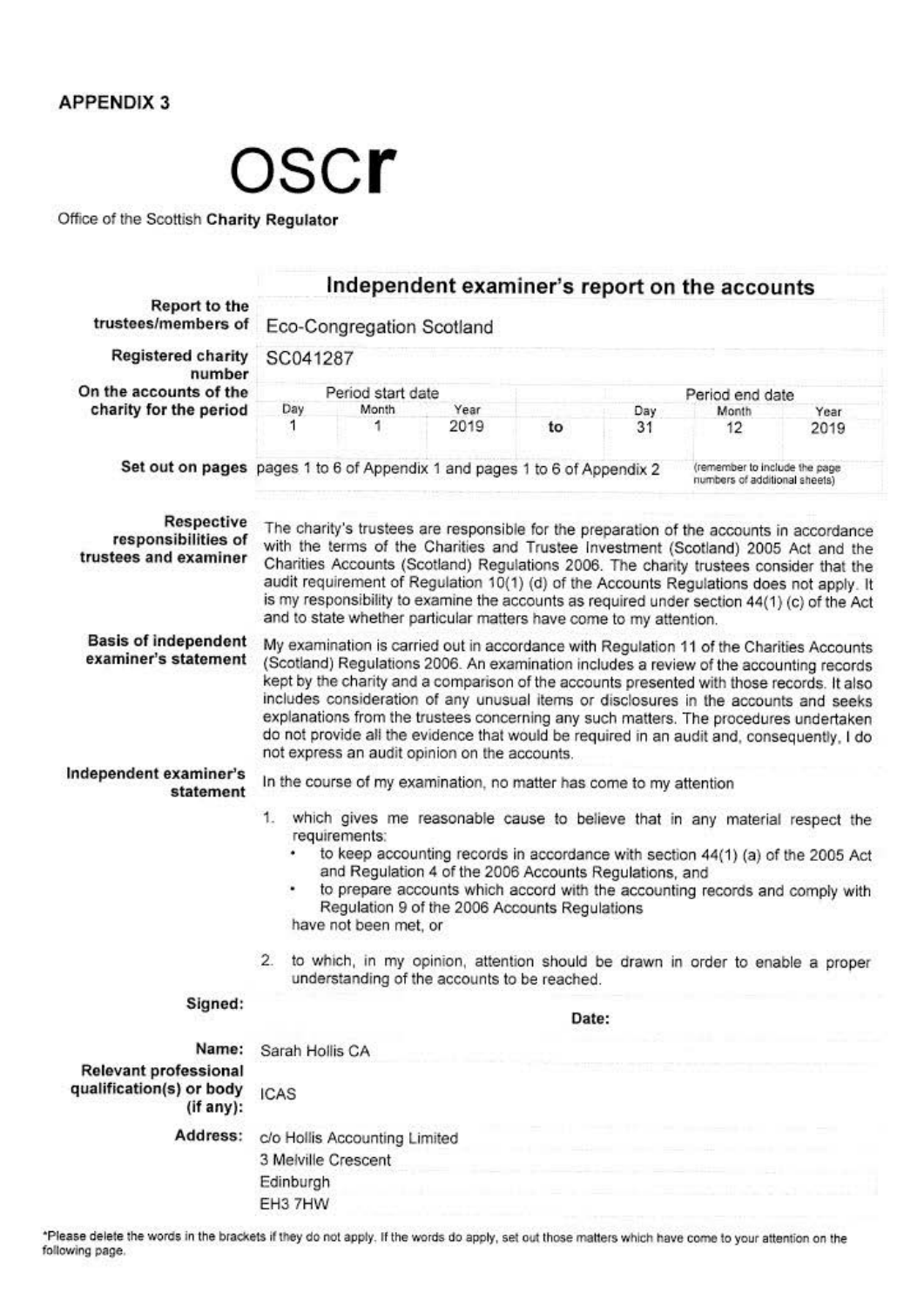**APPENDIX 3**

# oscr

Office of the Scottish **Charity Regulator**

## Independent examiner's report on the accounts

| | |
|---|---|
| **Report to the trustees/members of** | Eco-Congregation Scotland |
| **Registered charity number** | SC041287 |
| **On the accounts of the charity for the period** | Period start date: Day 1, Month 1, Year 2019 **to** Period end date: Day 31, Month 12, Year 2019 |
| **Set out on pages** | pages 1 to 6 of Appendix 1 and pages 1 to 6 of Appendix 2 (remember to include the page numbers of additional sheets) |

**Respective responsibilities of trustees and examiner**

The charity's trustees are responsible for the preparation of the accounts in accordance with the terms of the Charities and Trustee Investment (Scotland) 2005 Act and the Charities Accounts (Scotland) Regulations 2006. The charity trustees consider that the audit requirement of Regulation 10(1) (d) of the Accounts Regulations does not apply. It is my responsibility to examine the accounts as required under section 44(1) (c) of the Act and to state whether particular matters have come to my attention.

**Basis of independent examiner's statement**

My examination is carried out in accordance with Regulation 11 of the Charities Accounts (Scotland) Regulations 2006. An examination includes a review of the accounting records kept by the charity and a comparison of the accounts presented with those records. It also includes consideration of any unusual items or disclosures in the accounts and seeks explanations from the trustees concerning any such matters. The procedures undertaken do not provide all the evidence that would be required in an audit and, consequently, I do not express an audit opinion on the accounts.

**Independent examiner's statement**

In the course of my examination, no matter has come to my attention

1. which gives me reasonable cause to believe that in any material respect the requirements:
   - to keep accounting records in accordance with section 44(1) (a) of the 2005 Act and Regulation 4 of the 2006 Accounts Regulations, and
   - to prepare accounts which accord with the accounting records and comply with Regulation 9 of the 2006 Accounts Regulations

   have not been met, or

2. to which, in my opinion, attention should be drawn in order to enable a proper understanding of the accounts to be reached.

**Signed:**

**Date:**

**Name:** Sarah Hollis CA

**Relevant professional qualification(s) or body (if any):** ICAS

**Address:** c/o Hollis Accounting Limited
3 Melville Crescent
Edinburgh
EH3 7HW

*Please delete the words in the brackets if they do not apply. If the words do apply, set out those matters which have come to your attention on the following page.